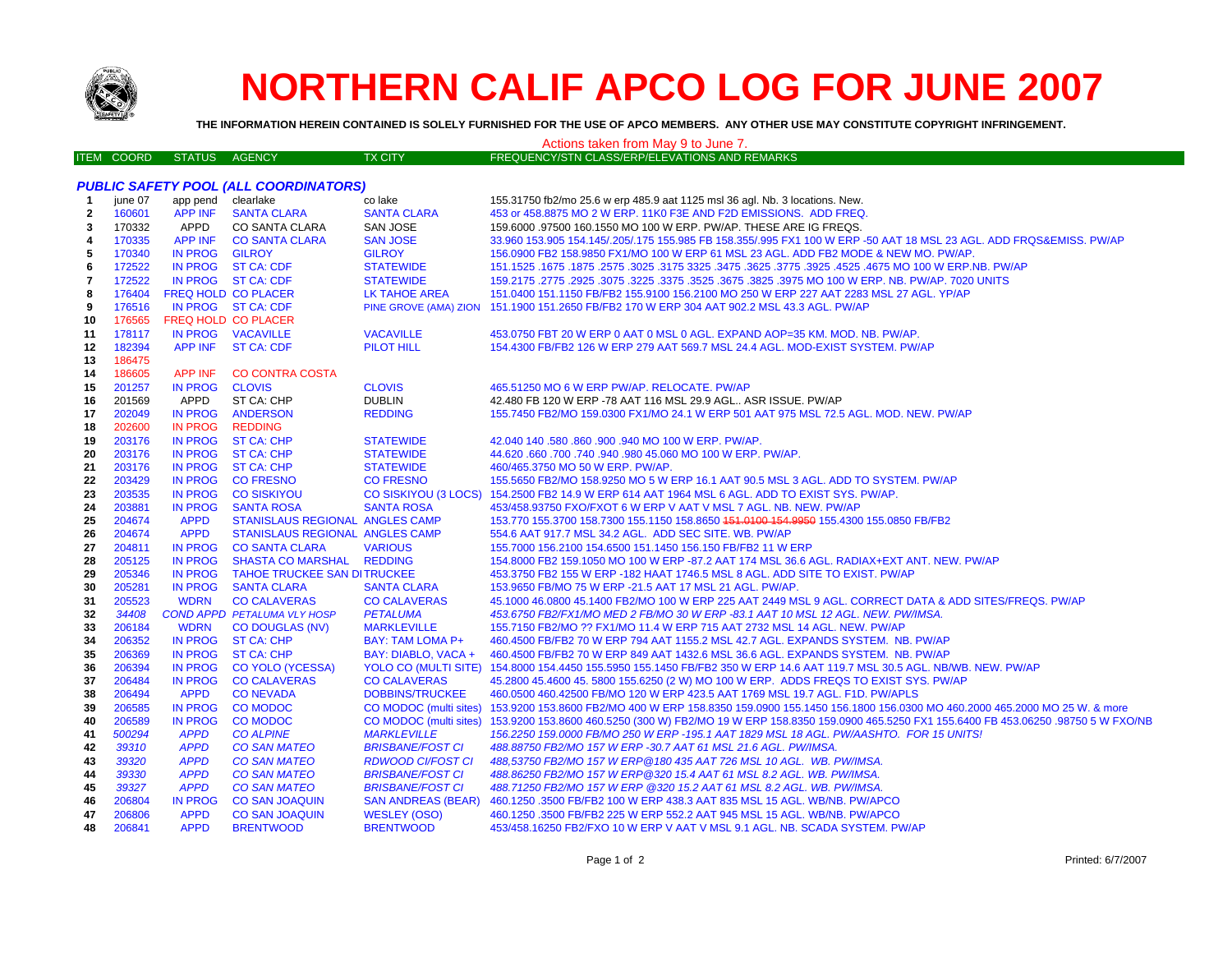# NORTHERN CALIF APCO LOG FOR JUNE 2007

**THE INFORMATION HEREIN CONTAINED IS SOLELY FURNISHED FOR THE USE OF APCO MEMBERS. ANY OTHER USE MAY CONSTITUTE COPYRIGHT INFRINGEMENT.**

Actions taken from May 9 to June 7.

| ITEM | COORD | STATUS | AGENCY | TX CITY | FREQUENCY/STN CLASS/ERP/ELEVATIONS AND REMARKS |
|---|---|---|---|---|---|
| | | | ***PUBLIC SAFETY POOL (ALL COORDINATORS)*** | | |
| 1 | june 07 | app pend | clearlake | co lake | 155.31750 fb2/mo 25.6 w erp 485.9 aat 1125 msl 36 agl. Nb. 3 locations. New. |
| 2 | 160601 | APP INF | SANTA CLARA | SANTA CLARA | 453 or 458.8875 MO 2 W ERP. 11K0 F3E AND F2D EMISSIONS. ADD FREQ. |
| 3 | 170332 | APPD | CO SANTA CLARA | SAN JOSE | 159.6000 .97500 160.1550 MO 100 W ERP. PW/AP. THESE ARE IG FREQS. |
| 4 | 170335 | APP INF | CO SANTA CLARA | SAN JOSE | 33.960 153.905 154.145/.205/.175 155.985 FB 158.355/.995 FX1 100 W ERP -50 AAT 18 MSL 23 AGL. ADD FRQS&EMISS. PW/AP |
| 5 | 170340 | IN PROG | GILROY | GILROY | 156.0900 FB2 158.9850 FX1/MO 100 W ERP 61 MSL 23 AGL. ADD FB2 MODE & NEW MO. PW/AP. |
| 6 | 172522 | IN PROG | ST CA: CDF | STATEWIDE | 151.1525 .1675 .1875 .2575 .3025 .3175 3325 .3475 .3625 .3775 .3925 .4525 .4675 MO 100 W ERP.NB. PW/AP |
| 7 | 172522 | IN PROG | ST CA: CDF | STATEWIDE | 159.2175 .2775 .2925 .3075 .3225 .3375 .3525 .3675 .3825 .3975 MO 100 W ERP. NB. PW/AP. 7020 UNITS |
| 8 | 176404 | FREQ HOLD | CO PLACER | LK TAHOE AREA | 151.0400 151.1150 FB/FB2 155.9100 156.2100 MO 250 W ERP 227 AAT 2283 MSL 27 AGL. YP/AP |
| 9 | 176516 | IN PROG | ST CA: CDF | PINE GROVE (AMA) ZION | 151.1900 151.2650 FB/FB2 170 W ERP 304 AAT 902.2 MSL 43.3 AGL. PW/AP |
| 10 | 176565 | FREQ HOLD | CO PLACER | | |
| 11 | 178117 | IN PROG | VACAVILLE | VACAVILLE | 453.0750 FBT 20 W ERP 0 AAT 0 MSL 0 AGL. EXPAND AOP=35 KM. MOD. NB. PW/AP. |
| 12 | 182394 | APP INF | ST CA: CDF | PILOT HILL | 154.4300 FB/FB2 126 W ERP 279 AAT 569.7 MSL 24.4 AGL. MOD-EXIST SYSTEM. PW/AP |
| 13 | 186475 | | | | |
| 14 | 186605 | APP INF | CO CONTRA COSTA | | |
| 15 | 201257 | IN PROG | CLOVIS | CLOVIS | 465.51250 MO 6 W ERP PW/AP. RELOCATE. PW/AP |
| 16 | 201569 | APPD | ST CA: CHP | DUBLIN | 42.480 FB 120 W ERP -78 AAT 116 MSL 29.9 AGL.. ASR ISSUE. PW/AP |
| 17 | 202049 | IN PROG | ANDERSON | REDDING | 155.7450 FB2/MO 159.0300 FX1/MO 24.1 W ERP 501 AAT 975 MSL 72.5 AGL. MOD. NEW. PW/AP |
| 18 | 202600 | IN PROG | REDDING | | |
| 19 | 203176 | IN PROG | ST CA: CHP | STATEWIDE | 42.040 140 .580 .860 .900 .940 MO 100 W ERP. PW/AP. |
| 20 | 203176 | IN PROG | ST CA: CHP | STATEWIDE | 44.620 .660 .700 .740 .940 .980 45.060 MO 100 W ERP. PW/AP. |
| 21 | 203176 | IN PROG | ST CA: CHP | STATEWIDE | 460/465.3750 MO 50 W ERP. PW/AP. |
| 22 | 203429 | IN PROG | CO FRESNO | CO FRESNO | 155.5650 FB2/MO 158.9250 MO 5 W ERP 16.1 AAT 90.5 MSL 3 AGL. ADD TO SYSTEM. PW/AP |
| 23 | 203535 | IN PROG | CO SISKIYOU | CO SISKIYOU (3 LOCS) | 154.2500 FB2 14.9 W ERP 614 AAT 1964 MSL 6 AGL. ADD TO EXIST SYS. PW/AP. |
| 24 | 203881 | IN PROG | SANTA ROSA | SANTA ROSA | 453/458.93750 FXO/FXOT 6 W ERP V AAT V MSL 7 AGL. NB. NEW. PW/AP |
| 25 | 204674 | APPD | STANISLAUS REGIONAL | ANGLES CAMP | 153.770 155.3700 158.7300 155.1150 158.8650 ~~151.0100 154.9950~~ 155.4300 155.0850 FB/FB2 |
| 26 | 204674 | APPD | STANISLAUS REGIONAL | ANGLES CAMP | 554.6 AAT 917.7 MSL 34.2 AGL. ADD SEC SITE. WB. PW/AP |
| 27 | 204811 | IN PROG | CO SANTA CLARA | VARIOUS | 155.7000 156.2100 154.6500 151.1450 156.150 FB/FB2 11 W ERP |
| 28 | 205125 | IN PROG | SHASTA CO MARSHAL | REDDING | 154.8000 FB2 159.1050 MO 100 W ERP -87.2 AAT 174 MSL 36.6 AGL. RADIAX+EXT ANT. NEW. PW/AP |
| 29 | 205346 | IN PROG | TAHOE TRUCKEE SAN DI | TRUCKEE | 453.3750 FB2 155 W ERP -182 HAAT 1746.5 MSL 8 AGL. ADD SITE TO EXIST. PW/AP |
| 30 | 205281 | IN PROG | SANTA CLARA | SANTA CLARA | 153.9650 FB/MO 75 W ERP -21.5 AAT 17 MSL 21 AGL. PW/AP. |
| 31 | 205523 | WDRN | CO CALAVERAS | CO CALAVERAS | 45.1000 46.0800 45.1400 FB2/MO 100 W ERP 225 AAT 2449 MSL 9 AGL. CORRECT DATA & ADD SITES/FREQS. PW/AP |
| 32 | *34408* | *COND APPD* | *PETALUMA VLY HOSP* | *PETALUMA* | *453.6750 FB2/FX1/MO MED 2 FB/MO 30 W ERP -83.1 AAT 10 MSL 12 AGL. NEW. PW/IMSA.* |
| 33 | 206184 | WDRN | CO DOUGLAS (NV) | MARKLEVILLE | 155.7150 FB2/MO ?? FX1/MO 11.4 W ERP 715 AAT 2732 MSL 14 AGL. NEW. PW/AP |
| 34 | 206352 | IN PROG | ST CA: CHP | BAY: TAM LOMA P+ | 460.4500 FB/FB2 70 W ERP 794 AAT 1155.2 MSL 42.7 AGL. EXPANDS SYSTEM. NB. PW/AP |
| 35 | 206369 | IN PROG | ST CA: CHP | BAY: DIABLO, VACA + | 460.4500 FB/FB2 70 W ERP 849 AAT 1432.6 MSL 36.6 AGL. EXPANDS SYSTEM. NB. PW/AP |
| 36 | 206394 | IN PROG | CO YOLO (YCESSA) | YOLO CO (MULTI SITE) | 154.8000 154.4450 155.5950 155.1450 FB/FB2 350 W ERP 14.6 AAT 119.7 MSL 30.5 AGL. NB/WB. NEW. PW/AP |
| 37 | 206484 | IN PROG | CO CALAVERAS | CO CALAVERAS | 45.2800 45.4600 45. 5800 155.6250 (2 W) MO 100 W ERP. ADDS FREQS TO EXIST SYS. PW/AP |
| 38 | 206494 | APPD | CO NEVADA | DOBBINS/TRUCKEE | 460.0500 460.42500 FB/MO 120 W ERP 423.5 AAT 1769 MSL 19.7 AGL. F1D. PW/APLS |
| 39 | 206585 | IN PROG | CO MODOC | CO MODOC (multi sites) | 153.9200 153.8600 FB2/MO 400 W ERP 158.8350 159.0900 155.1450 156.1800 156.0300 MO 460.2000 465.2000 MO 25 W. & more |
| 40 | 206589 | IN PROG | CO MODOC | CO MODOC (multi sites) | 153.9200 153.8600 460.5250 (300 W) FB2/MO 19 W ERP 158.8350 159.0900 465.5250 FX1 155.6400 FB 453.06250 .98750 5 W FXO/NB |
| 41 | *500294* | *APPD* | *CO ALPINE* | *MARKLEVILLE* | *156.2250 159.0000 FB/MO 250 W ERP -195.1 AAT 1829 MSL 18 AGL. PW/AASHTO. FOR 15 UNITS!* |
| 42 | *39310* | *APPD* | *CO SAN MATEO* | *BRISBANE/FOST CI* | *488.88750 FB2/MO 157 W ERP -30.7 AAT 61 MSL 21.6 AGL. PW/IMSA.* |
| 43 | *39320* | *APPD* | *CO SAN MATEO* | *RDWOOD CI/FOST CI* | *488,53750 FB2/MO 157 W ERP@180 435 AAT 726 MSL 10 AGL. WB. PW/IMSA.* |
| 44 | *39330* | *APPD* | *CO SAN MATEO* | *BRISBANE/FOST CI* | *488.86250 FB2/MO 157 W ERP@320 15.4 AAT 61 MSL 8.2 AGL. WB. PW/IMSA.* |
| 45 | *39327* | *APPD* | *CO SAN MATEO* | *BRISBANE/FOST CI* | *488.71250 FB2/MO 157 W ERP @320 15.2 AAT 61 MSL 8.2 AGL. WB. PW/IMSA.* |
| 46 | 206804 | IN PROG | CO SAN JOAQUIN | SAN ANDREAS (BEAR) | 460.1250 .3500 FB/FB2 100 W ERP 438.3 AAT 835 MSL 15 AGL. WB/NB. PW/APCO |
| 47 | 206806 | APPD | CO SAN JOAQUIN | WESLEY (OSO) | 460.1250 .3500 FB/FB2 225 W ERP 552.2 AAT 945 MSL 15 AGL. WB/NB. PW/APCO |
| 48 | 206841 | APPD | BRENTWOOD | BRENTWOOD | 453/458.16250 FB2/FXO 10 W ERP V AAT V MSL 9.1 AGL. NB. SCADA SYSTEM. PW/AP |

Printed: 6/7/2007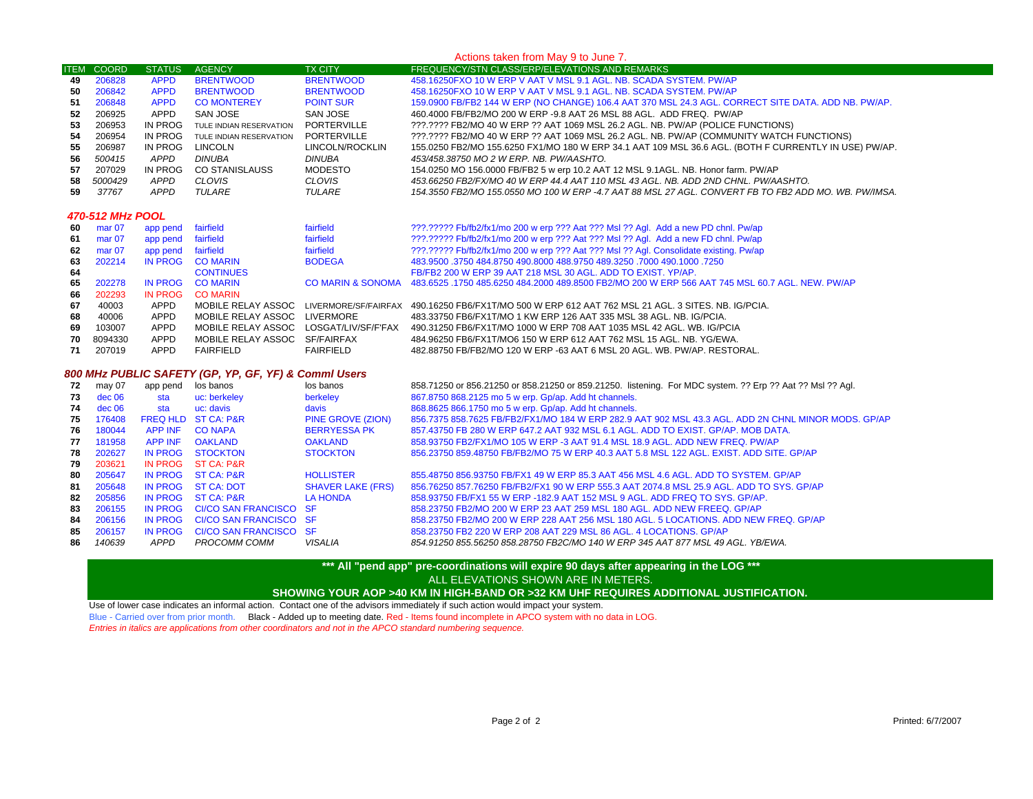Actions taken from May 9 to June 7.

| ITEM | COORD | STATUS | AGENCY | TX CITY | FREQUENCY/STN CLASS/ERP/ELEVATIONS AND REMARKS |
|---|---|---|---|---|---|
| 49 | 206828 | APPD | BRENTWOOD | BRENTWOOD | 458.16250FXO 10 W ERP V AAT V MSL 9.1 AGL. NB. SCADA SYSTEM. PW/AP |
| 50 | 206842 | APPD | BRENTWOOD | BRENTWOOD | 458.16250FXO 10 W ERP V AAT V MSL 9.1 AGL. NB. SCADA SYSTEM. PW/AP |
| 51 | 206848 | APPD | CO MONTEREY | POINT SUR | 159.0900 FB/FB2 144 W ERP (NO CHANGE) 106.4 AAT 370 MSL 24.3 AGL. CORRECT SITE DATA. ADD NB. PW/AP. |
| 52 | 206925 | APPD | SAN JOSE | SAN JOSE | 460.4000 FB/FB2/MO 200 W ERP -9.8 AAT 26 MSL 88 AGL. ADD FREQ. PW/AP |
| 53 | 206953 | IN PROG | TULE INDIAN RESERVATION | PORTERVILLE | ???.???? FB2/MO 40 W ERP ?? AAT 1069 MSL 26.2 AGL. NB. PW/AP (POLICE FUNCTIONS) |
| 54 | 206954 | IN PROG | TULE INDIAN RESERVATION | PORTERVILLE | ???.???? FB2/MO 40 W ERP ?? AAT 1069 MSL 26.2 AGL. NB. PW/AP (COMMUNITY WATCH FUNCTIONS) |
| 55 | 206987 | IN PROG | LINCOLN | LINCOLN/ROCKLIN | 155.0250 FB2/MO 155.6250 FX1/MO 180 W ERP 34.1 AAT 109 MSL 36.6 AGL. (BOTH F CURRENTLY IN USE) PW/AP. |
| 56 | *500415* | *APPD* | *DINUBA* | *DINUBA* | *453/458.38750 MO 2 W ERP. NB. PW/AASHTO.* |
| 57 | 207029 | IN PROG | CO STANISLAUSS | MODESTO | 154.0250 MO 156.0000 FB/FB2 5 w erp 10.2 AAT 12 MSL 9.1AGL. NB. Honor farm. PW/AP |
| 58 | *5000429* | *APPD* | *CLOVIS* | *CLOVIS* | *453.66250 FB2/FX/MO 40 W ERP 44.4 AAT 110 MSL 43 AGL. NB. ADD 2ND CHNL. PW/AASHTO.* |
| 59 | *37767* | *APPD* | *TULARE* | *TULARE* | *154.3550 FB2/MO 155.0550 MO 100 W ERP -4.7 AAT 88 MSL 27 AGL. CONVERT FB TO FB2 ADD MO. WB. PW/IMSA.* |
| | ***470-512 MHz POOL*** | | | | |
| 60 | mar 07 | app pend | fairfield | fairfield | ???.????? Fb/fb2/fx1/mo 200 w erp ??? Aat ??? Msl ?? Agl. Add a new PD chnl. Pw/ap |
| 61 | mar 07 | app pend | fairfield | fairfield | ???.????? Fb/fb2/fx1/mo 200 w erp ??? Aat ??? Msl ?? Agl. Add a new FD chnl. Pw/ap |
| 62 | mar 07 | app pend | fairfield | fairfield | ???.????? Fb/fb2/fx1/mo 200 w erp ??? Aat ??? Msl ?? Agl. Consolidate existing. Pw/ap |
| 63 | 202214 | IN PROG | CO MARIN | BODEGA | 483.9500 .3750 484.8750 490.8000 488.9750 489.3250 .7000 490.1000 .7250 |
| 64 | | | CONTINUES | | FB/FB2 200 W ERP 39 AAT 218 MSL 30 AGL. ADD TO EXIST. YP/AP. |
| 65 | 202278 | IN PROG | CO MARIN | CO MARIN & SONOMA | 483.6525 .1750 485.6250 484.2000 489.8500 FB2/MO 200 W ERP 566 AAT 745 MSL 60.7 AGL. NEW. PW/AP |
| 66 | 202293 | IN PROG | CO MARIN | | |
| 67 | 40003 | APPD | MOBILE RELAY ASSOC | LIVERMORE/SF/FAIRFAX | 490.16250 FB6/FX1T/MO 500 W ERP 612 AAT 762 MSL 21 AGL. 3 SITES. NB. IG/PCIA. |
| 68 | 40006 | APPD | MOBILE RELAY ASSOC | LIVERMORE | 483.33750 FB6/FX1T/MO 1 KW ERP 126 AAT 335 MSL 38 AGL. NB. IG/PCIA. |
| 69 | 103007 | APPD | MOBILE RELAY ASSOC | LOSGAT/LIV/SF/F'FAX | 490.31250 FB6/FX1T/MO 1000 W ERP 708 AAT 1035 MSL 42 AGL. WB. IG/PCIA |
| 70 | 8094330 | APPD | MOBILE RELAY ASSOC | SF/FAIRFAX | 484.96250 FB6/FX1T/MO6 150 W ERP 612 AAT 762 MSL 15 AGL. NB. YG/EWA. |
| 71 | 207019 | APPD | FAIRFIELD | FAIRFIELD | 482.88750 FB/FB2/MO 120 W ERP -63 AAT 6 MSL 20 AGL. WB. PW/AP. RESTORAL. |
| | ***800 MHz PUBLIC SAFETY (GP, YP, GF, YF) & Comml Users*** | | | | |
| 72 | may 07 | app pend | los banos | los banos | 858.71250 or 856.21250 or 858.21250 or 859.21250. listening. For MDC system. ?? Erp ?? Aat ?? Msl ?? Agl. |
| 73 | dec 06 | sta | uc: berkeley | berkeley | 867.8750 868.2125 mo 5 w erp. Gp/ap. Add ht channels. |
| 74 | dec 06 | sta | uc: davis | davis | 868.8625 866.1750 mo 5 w erp. Gp/ap. Add ht channels. |
| 75 | 176408 | FREQ HLD | ST CA: P&R | PINE GROVE (ZION) | 856.7375 858.7625 FB/FB2/FX1/MO 184 W ERP 282.9 AAT 902 MSL 43.3 AGL. ADD 2N CHNL MINOR MODS. GP/AP |
| 76 | 180044 | APP INF | CO NAPA | BERRYESSA PK | 857.43750 FB 280 W ERP 647.2 AAT 932 MSL 6.1 AGL. ADD TO EXIST. GP/AP. MOB DATA. |
| 77 | 181958 | APP INF | OAKLAND | OAKLAND | 858.93750 FB2/FX1/MO 105 W ERP -3 AAT 91.4 MSL 18.9 AGL. ADD NEW FREQ. PW/AP |
| 78 | 202627 | IN PROG | STOCKTON | STOCKTON | 856.23750 859.48750 FB/FB2/MO 75 W ERP 40.3 AAT 5.8 MSL 122 AGL. EXIST. ADD SITE. GP/AP |
| 79 | 203621 | IN PROG | ST CA: P&R | | |
| 80 | 205647 | IN PROG | ST CA: P&R | HOLLISTER | 855.48750 856.93750 FB/FX1 49 W ERP 85.3 AAT 456 MSL 4.6 AGL. ADD TO SYSTEM. GP/AP |
| 81 | 205648 | IN PROG | ST CA: DOT | SHAVER LAKE (FRS) | 856.76250 857.76250 FB/FB2/FX1 90 W ERP 555.3 AAT 2074.8 MSL 25.9 AGL. ADD TO SYS. GP/AP |
| 82 | 205856 | IN PROG | ST CA: P&R | LA HONDA | 858.93750 FB/FX1 55 W ERP -182.9 AAT 152 MSL 9 AGL. ADD FREQ TO SYS. GP/AP. |
| 83 | 206155 | IN PROG | CI/CO SAN FRANCISCO | SF | 858.23750 FB2/MO 200 W ERP 23 AAT 259 MSL 180 AGL. ADD NEW FREEQ. GP/AP |
| 84 | 206156 | IN PROG | CI/CO SAN FRANCISCO | SF | 858.23750 FB2/MO 200 W ERP 228 AAT 256 MSL 180 AGL. 5 LOCATIONS. ADD NEW FREQ. GP/AP |
| 85 | 206157 | IN PROG | CI/CO SAN FRANCISCO | SF | 858.23750 FB2 220 W ERP 208 AAT 229 MSL 86 AGL. 4 LOCATIONS. GP/AP |
| 86 | *140639* | *APPD* | *PROCOMM COMM* | *VISALIA* | *854.91250 855.56250 858.28750 FB2C/MO 140 W ERP 345 AAT 877 MSL 49 AGL. YB/EWA.* |

**\*\*\* All "pend app" pre-coordinations will expire 90 days after appearing in the LOG \*\*\***

ALL ELEVATIONS SHOWN ARE IN METERS.

**SHOWING YOUR AOP >40 KM IN HIGH-BAND OR >32 KM UHF REQUIRES ADDITIONAL JUSTIFICATION.**

Use of lower case indicates an informal action. Contact one of the advisors immediately if such action would impact your system.

Blue - Carried over from prior month. Black - Added up to meeting date. Red - Items found incomplete in APCO system with no data in LOG.

*Entries in italics are applications from other coordinators and not in the APCO standard numbering sequence.*

Printed: 6/7/2007